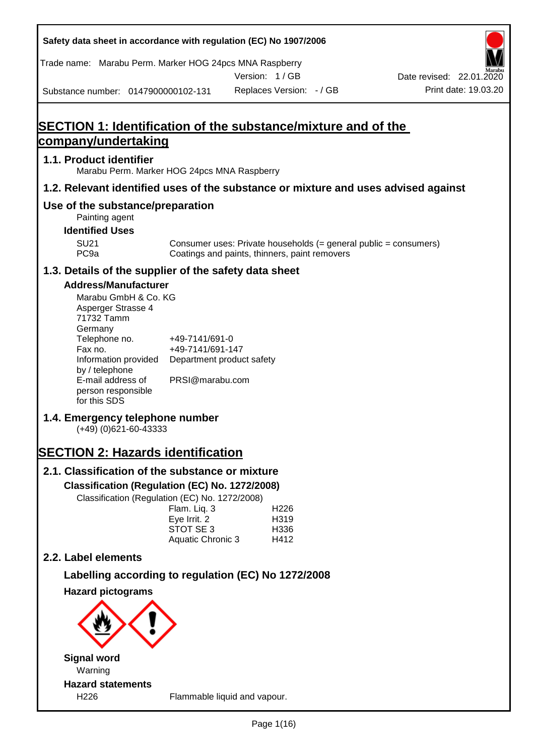Safety data sheet in accordance with regulation (EC) No 1907/2006

Trade name: Marabu Perm. Marker HOG 24pcs MNA Raspberry

Version: 1 / GB

Date revised: 22.01.2020

Substance number: 0147900000102-131

Replaces Version: - / GB

Print date: 19.03.20

# SECTION 1: Identification of the substance/mixture and of the company/undertaking

## 1.1. Product identifier

Marabu Perm. Marker HOG 24pcs MNA Raspberry

## 1.2. Relevant identified uses of the substance or mixture and uses advised against

## Use of the substance/preparation

Painting agent

### Identified Uses

| | |
|---|---|
| SU21 | Consumer uses: Private households (= general public = consumers) |
| PC9a | Coatings and paints, thinners, paint removers |

## 1.3. Details of the supplier of the safety data sheet

### Address/Manufacturer

Marabu GmbH & Co. KG
Asperger Strasse 4
71732 Tamm
Germany

| | |
|---|---|
| Telephone no. | +49-7141/691-0 |
| Fax no. | +49-7141/691-147 |
| Information provided by / telephone | Department product safety |
| E-mail address of person responsible for this SDS | PRSI@marabu.com |

## 1.4. Emergency telephone number

(+49) (0)621-60-43333

# SECTION 2: Hazards identification

## 2.1. Classification of the substance or mixture

### Classification (Regulation (EC) No. 1272/2008)

Classification (Regulation (EC) No. 1272/2008)

| | |
|---|---|
| Flam. Liq. 3 | H226 |
| Eye Irrit. 2 | H319 |
| STOT SE 3 | H336 |
| Aquatic Chronic 3 | H412 |

## 2.2. Label elements

### Labelling according to regulation (EC) No 1272/2008

### Hazard pictograms

### Signal word

Warning

### Hazard statements

| | |
|---|---|
| H226 | Flammable liquid and vapour. |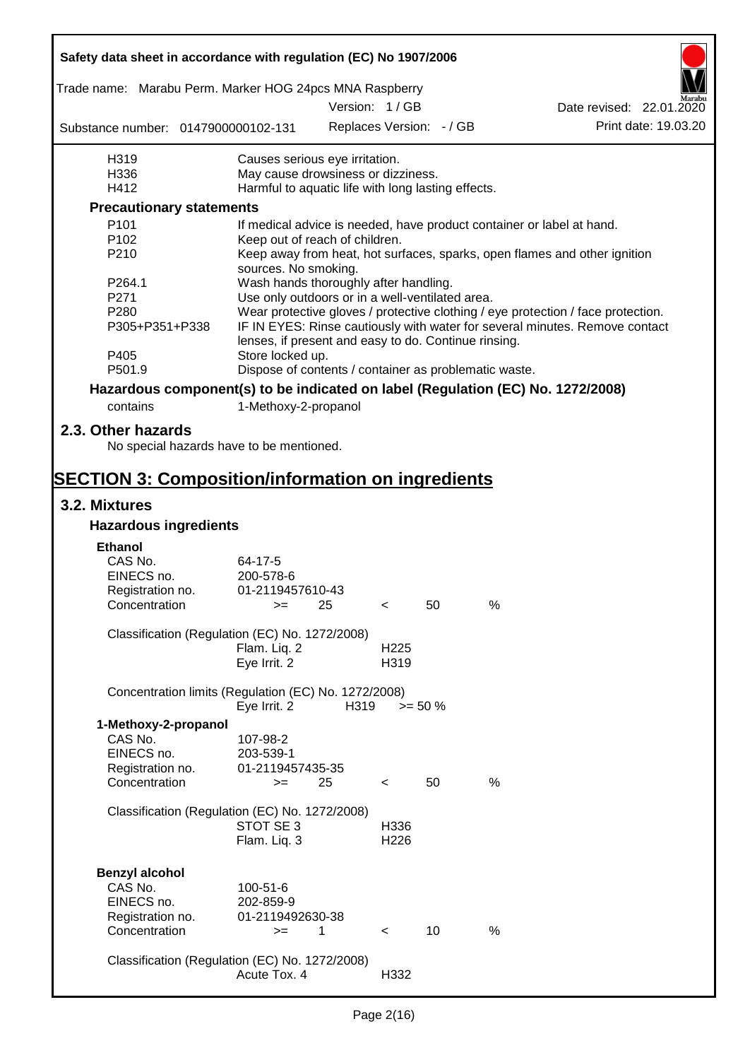| | |
|---|---|
| H319 | Causes serious eye irritation. |
| H336 | May cause drowsiness or dizziness. |
| H412 | Harmful to aquatic life with long lasting effects. |

### Precautionary statements

| | |
|---|---|
| P101 | If medical advice is needed, have product container or label at hand. |
| P102 | Keep out of reach of children. |
| P210 | Keep away from heat, hot surfaces, sparks, open flames and other ignition sources. No smoking. |
| P264.1 | Wash hands thoroughly after handling. |
| P271 | Use only outdoors or in a well-ventilated area. |
| P280 | Wear protective gloves / protective clothing / eye protection / face protection. |
| P305+P351+P338 | IF IN EYES: Rinse cautiously with water for several minutes. Remove contact lenses, if present and easy to do. Continue rinsing. |
| P405 | Store locked up. |
| P501.9 | Dispose of contents / container as problematic waste. |

### Hazardous component(s) to be indicated on label (Regulation (EC) No. 1272/2008)

contains 1-Methoxy-2-propanol

## 2.3. Other hazards

No special hazards have to be mentioned.

# SECTION 3: Composition/information on ingredients

## 3.2. Mixtures

### Hazardous ingredients

**Ethanol**

| | |
|---|---|
| CAS No. | 64-17-5 |
| EINECS no. | 200-578-6 |
| Registration no. | 01-2119457610-43 |
| Concentration | >= 25 < 50 % |

Classification (Regulation (EC) No. 1272/2008)

| | |
|---|---|
| Flam. Liq. 2 | H225 |
| Eye Irrit. 2 | H319 |

Concentration limits (Regulation (EC) No. 1272/2008)

| | | |
|---|---|---|
| Eye Irrit. 2 | H319 | >= 50 % |

**1-Methoxy-2-propanol**

| | |
|---|---|
| CAS No. | 107-98-2 |
| EINECS no. | 203-539-1 |
| Registration no. | 01-2119457435-35 |
| Concentration | >= 25 < 50 % |

Classification (Regulation (EC) No. 1272/2008)

| | |
|---|---|
| STOT SE 3 | H336 |
| Flam. Liq. 3 | H226 |

**Benzyl alcohol**

| | |
|---|---|
| CAS No. | 100-51-6 |
| EINECS no. | 202-859-9 |
| Registration no. | 01-2119492630-38 |
| Concentration | >= 1 < 10 % |

Classification (Regulation (EC) No. 1272/2008)

| | |
|---|---|
| Acute Tox. 4 | H332 |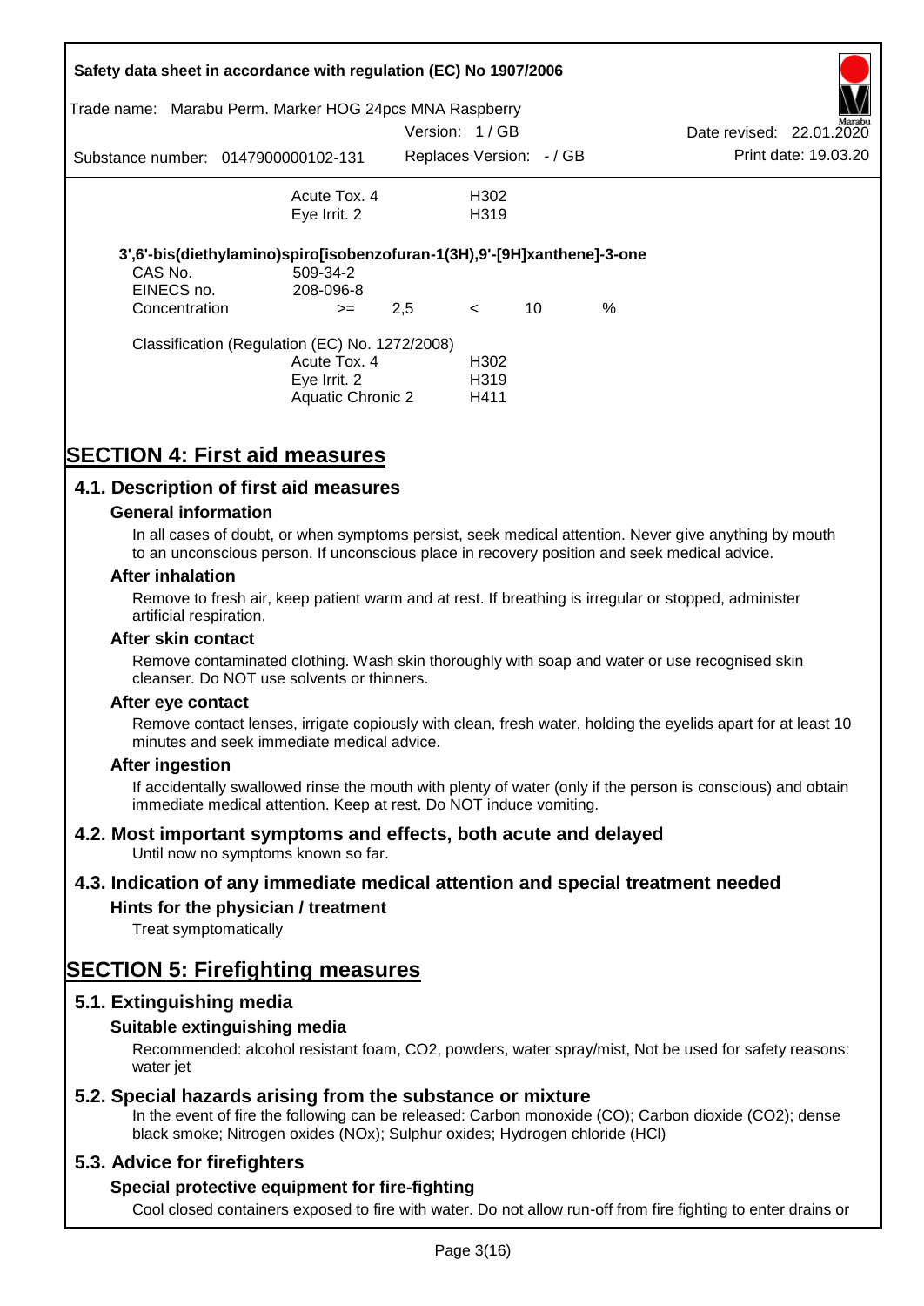| | | |
|---|---|---|
| | Acute Tox. 4 | H302 |
| | Eye Irrit. 2 | H319 |

**3',6'-bis(diethylamino)spiro[isobenzofuran-1(3H),9'-[9H]xanthene]-3-one**

| | | | | | |
|---|---|---|---|---|---|
| CAS No. | 509-34-2 | | | | |
| EINECS no. | 208-096-8 | | | | |
| Concentration | >= | 2,5 | < | 10 | % |

Classification (Regulation (EC) No. 1272/2008)

| | |
|---|---|
| Acute Tox. 4 | H302 |
| Eye Irrit. 2 | H319 |
| Aquatic Chronic 2 | H411 |

# SECTION 4: First aid measures

## 4.1. Description of first aid measures

### General information

In all cases of doubt, or when symptoms persist, seek medical attention. Never give anything by mouth to an unconscious person. If unconscious place in recovery position and seek medical advice.

### After inhalation

Remove to fresh air, keep patient warm and at rest. If breathing is irregular or stopped, administer artificial respiration.

### After skin contact

Remove contaminated clothing. Wash skin thoroughly with soap and water or use recognised skin cleanser. Do NOT use solvents or thinners.

### After eye contact

Remove contact lenses, irrigate copiously with clean, fresh water, holding the eyelids apart for at least 10 minutes and seek immediate medical advice.

### After ingestion

If accidentally swallowed rinse the mouth with plenty of water (only if the person is conscious) and obtain immediate medical attention. Keep at rest. Do NOT induce vomiting.

## 4.2. Most important symptoms and effects, both acute and delayed

Until now no symptoms known so far.

## 4.3. Indication of any immediate medical attention and special treatment needed

### Hints for the physician / treatment

Treat symptomatically

# SECTION 5: Firefighting measures

## 5.1. Extinguishing media

### Suitable extinguishing media

Recommended: alcohol resistant foam, $CO_2$, powders, water spray/mist, Not be used for safety reasons: water jet

## 5.2. Special hazards arising from the substance or mixture

In the event of fire the following can be released: Carbon monoxide (CO); Carbon dioxide ($CO_2$); dense black smoke; Nitrogen oxides ($NO_x$); Sulphur oxides; Hydrogen chloride (HCl)

## 5.3. Advice for firefighters

### Special protective equipment for fire-fighting

Cool closed containers exposed to fire with water. Do not allow run-off from fire fighting to enter drains or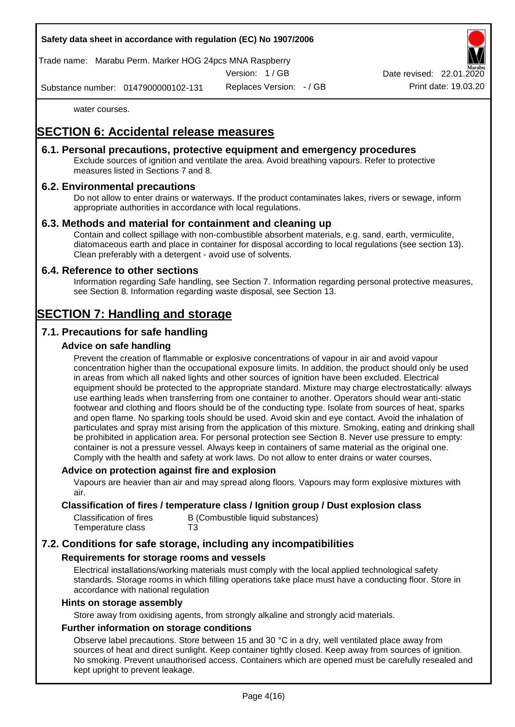water courses.

# SECTION 6: Accidental release measures

## 6.1. Personal precautions, protective equipment and emergency procedures

Exclude sources of ignition and ventilate the area. Avoid breathing vapours. Refer to protective measures listed in Sections 7 and 8.

## 6.2. Environmental precautions

Do not allow to enter drains or waterways. If the product contaminates lakes, rivers or sewage, inform appropriate authorities in accordance with local regulations.

## 6.3. Methods and material for containment and cleaning up

Contain and collect spillage with non-combustible absorbent materials, e.g. sand, earth, vermiculite, diatomaceous earth and place in container for disposal according to local regulations (see section 13). Clean preferably with a detergent - avoid use of solvents.

## 6.4. Reference to other sections

Information regarding Safe handling, see Section 7. Information regarding personal protective measures, see Section 8. Information regarding waste disposal, see Section 13.

# SECTION 7: Handling and storage

## 7.1. Precautions for safe handling

### Advice on safe handling

Prevent the creation of flammable or explosive concentrations of vapour in air and avoid vapour concentration higher than the occupational exposure limits. In addition, the product should only be used in areas from which all naked lights and other sources of ignition have been excluded. Electrical equipment should be protected to the appropriate standard. Mixture may charge electrostatically: always use earthing leads when transferring from one container to another. Operators should wear anti-static footwear and clothing and floors should be of the conducting type. Isolate from sources of heat, sparks and open flame. No sparking tools should be used. Avoid skin and eye contact. Avoid the inhalation of particulates and spray mist arising from the application of this mixture. Smoking, eating and drinking shall be prohibited in application area. For personal protection see Section 8. Never use pressure to empty: container is not a pressure vessel. Always keep in containers of same material as the original one. Comply with the health and safety at work laws. Do not allow to enter drains or water courses.

### Advice on protection against fire and explosion

Vapours are heavier than air and may spread along floors. Vapours may form explosive mixtures with air.

### Classification of fires / temperature class / Ignition group / Dust explosion class

| | |
|---|---|
| Classification of fires | B (Combustible liquid substances) |
| Temperature class | T3 |

## 7.2. Conditions for safe storage, including any incompatibilities

### Requirements for storage rooms and vessels

Electrical installations/working materials must comply with the local applied technological safety standards. Storage rooms in which filling operations take place must have a conducting floor. Store in accordance with national regulation

### Hints on storage assembly

Store away from oxidising agents, from strongly alkaline and strongly acid materials.

### Further information on storage conditions

Observe label precautions. Store between 15 and 30 °C in a dry, well ventilated place away from sources of heat and direct sunlight. Keep container tightly closed. Keep away from sources of ignition. No smoking. Prevent unauthorised access. Containers which are opened must be carefully resealed and kept upright to prevent leakage.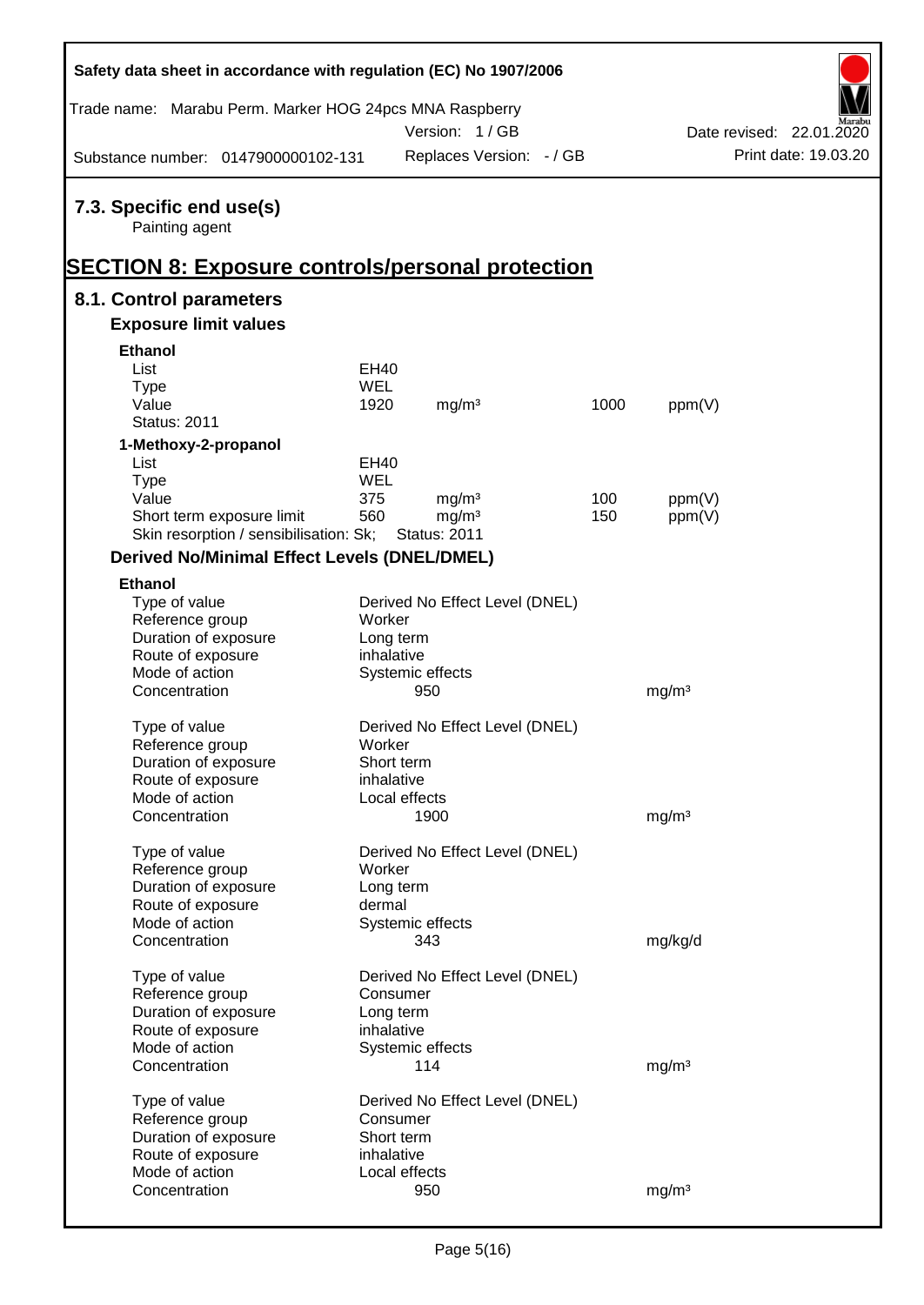## 7.3. Specific end use(s)

Painting agent

# SECTION 8: Exposure controls/personal protection

## 8.1. Control parameters

### Exposure limit values

**Ethanol**

| | | | | |
|---|---|---|---|---|
| List | EH40 | | | |
| Type | WEL | | | |
| Value | 1920 | mg/m³ | 1000 | ppm(V) |
| Status: 2011 | | | | |

**1-Methoxy-2-propanol**

| | | | | |
|---|---|---|---|---|
| List | EH40 | | | |
| Type | WEL | | | |
| Value | 375 | mg/m³ | 100 | ppm(V) |
| Short term exposure limit | 560 | mg/m³ | 150 | ppm(V) |
| Skin resorption / sensibilisation: Sk; | Status: 2011 | | | |

### Derived No/Minimal Effect Levels (DNEL/DMEL)

**Ethanol**

| | | |
|---|---|---|
| Type of value | Derived No Effect Level (DNEL) | |
| Reference group | Worker | |
| Duration of exposure | Long term | |
| Route of exposure | inhalative | |
| Mode of action | Systemic effects | |
| Concentration | 950 | mg/m³ |

| | | |
|---|---|---|
| Type of value | Derived No Effect Level (DNEL) | |
| Reference group | Worker | |
| Duration of exposure | Short term | |
| Route of exposure | inhalative | |
| Mode of action | Local effects | |
| Concentration | 1900 | mg/m³ |

| | | |
|---|---|---|
| Type of value | Derived No Effect Level (DNEL) | |
| Reference group | Worker | |
| Duration of exposure | Long term | |
| Route of exposure | dermal | |
| Mode of action | Systemic effects | |
| Concentration | 343 | mg/kg/d |

| | | |
|---|---|---|
| Type of value | Derived No Effect Level (DNEL) | |
| Reference group | Consumer | |
| Duration of exposure | Long term | |
| Route of exposure | inhalative | |
| Mode of action | Systemic effects | |
| Concentration | 114 | mg/m³ |

| | | |
|---|---|---|
| Type of value | Derived No Effect Level (DNEL) | |
| Reference group | Consumer | |
| Duration of exposure | Short term | |
| Route of exposure | inhalative | |
| Mode of action | Local effects | |
| Concentration | 950 | mg/m³ |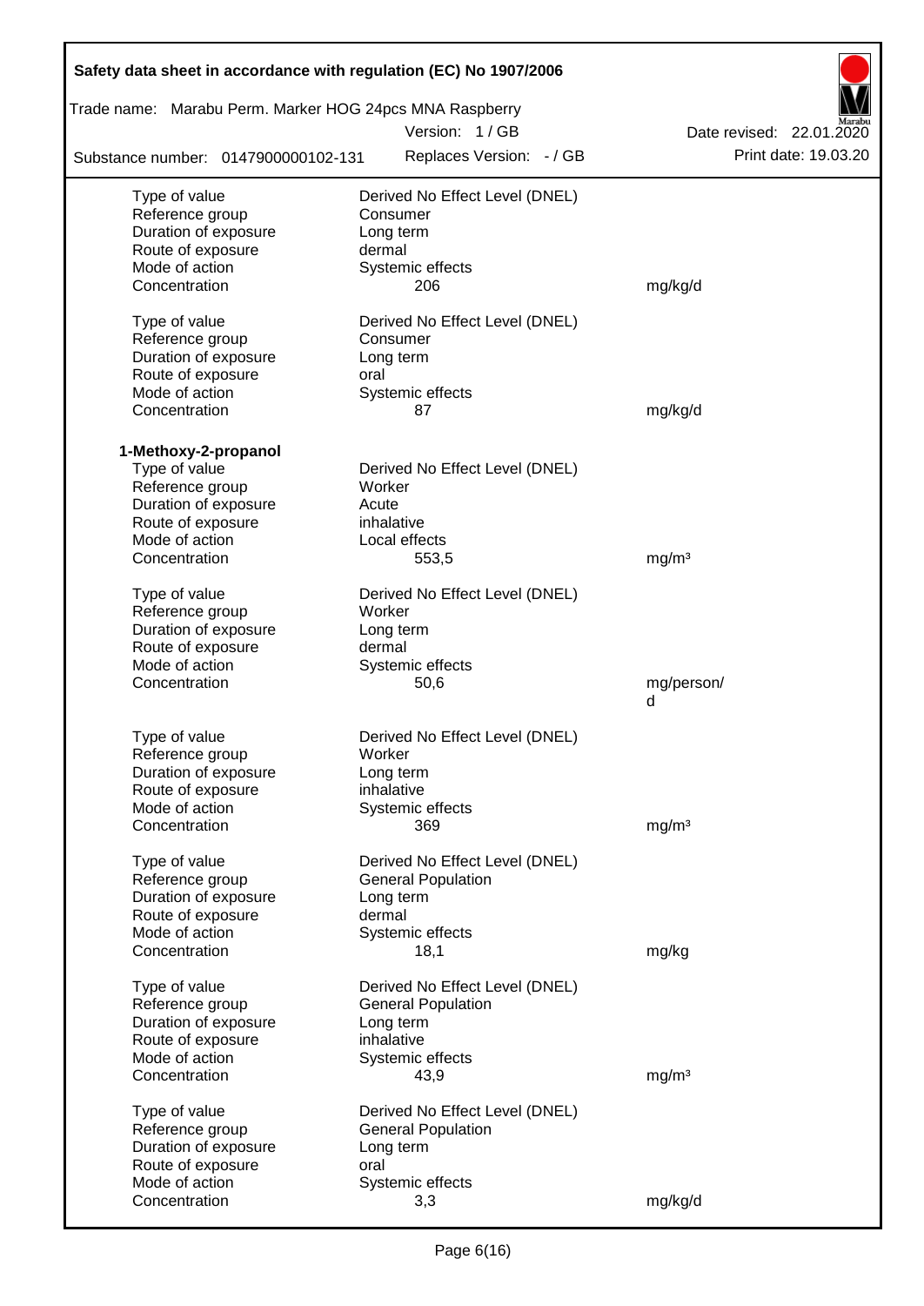| | | |
|---|---|---|
| Type of value | Derived No Effect Level (DNEL) | |
| Reference group | Consumer | |
| Duration of exposure | Long term | |
| Route of exposure | dermal | |
| Mode of action | Systemic effects | |
| Concentration | 206 | mg/kg/d |

| | | |
|---|---|---|
| Type of value | Derived No Effect Level (DNEL) | |
| Reference group | Consumer | |
| Duration of exposure | Long term | |
| Route of exposure | oral | |
| Mode of action | Systemic effects | |
| Concentration | 87 | mg/kg/d |

**1-Methoxy-2-propanol**

| | | |
|---|---|---|
| Type of value | Derived No Effect Level (DNEL) | |
| Reference group | Worker | |
| Duration of exposure | Acute | |
| Route of exposure | inhalative | |
| Mode of action | Local effects | |
| Concentration | 553,5 | mg/m³ |

| | | |
|---|---|---|
| Type of value | Derived No Effect Level (DNEL) | |
| Reference group | Worker | |
| Duration of exposure | Long term | |
| Route of exposure | dermal | |
| Mode of action | Systemic effects | |
| Concentration | 50,6 | mg/person/d |

| | | |
|---|---|---|
| Type of value | Derived No Effect Level (DNEL) | |
| Reference group | Worker | |
| Duration of exposure | Long term | |
| Route of exposure | inhalative | |
| Mode of action | Systemic effects | |
| Concentration | 369 | mg/m³ |

| | | |
|---|---|---|
| Type of value | Derived No Effect Level (DNEL) | |
| Reference group | General Population | |
| Duration of exposure | Long term | |
| Route of exposure | dermal | |
| Mode of action | Systemic effects | |
| Concentration | 18,1 | mg/kg |

| | | |
|---|---|---|
| Type of value | Derived No Effect Level (DNEL) | |
| Reference group | General Population | |
| Duration of exposure | Long term | |
| Route of exposure | inhalative | |
| Mode of action | Systemic effects | |
| Concentration | 43,9 | mg/m³ |

| | | |
|---|---|---|
| Type of value | Derived No Effect Level (DNEL) | |
| Reference group | General Population | |
| Duration of exposure | Long term | |
| Route of exposure | oral | |
| Mode of action | Systemic effects | |
| Concentration | 3,3 | mg/kg/d |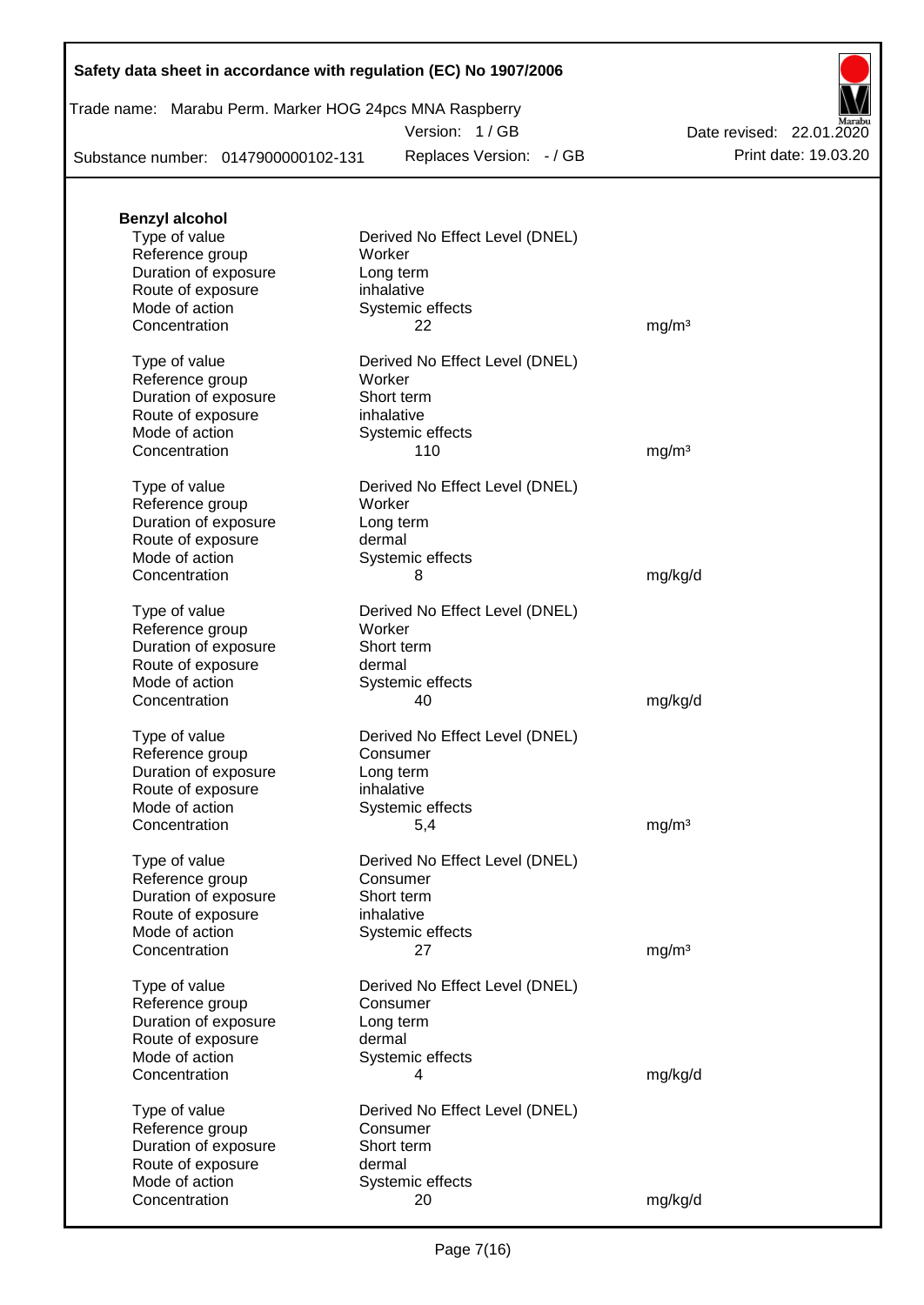**Benzyl alcohol**

| | | |
|---|---|---|
| Type of value | Derived No Effect Level (DNEL) | |
| Reference group | Worker | |
| Duration of exposure | Long term | |
| Route of exposure | inhalative | |
| Mode of action | Systemic effects | |
| Concentration | 22 | mg/m³ |

| | | |
|---|---|---|
| Type of value | Derived No Effect Level (DNEL) | |
| Reference group | Worker | |
| Duration of exposure | Short term | |
| Route of exposure | inhalative | |
| Mode of action | Systemic effects | |
| Concentration | 110 | mg/m³ |

| | | |
|---|---|---|
| Type of value | Derived No Effect Level (DNEL) | |
| Reference group | Worker | |
| Duration of exposure | Long term | |
| Route of exposure | dermal | |
| Mode of action | Systemic effects | |
| Concentration | 8 | mg/kg/d |

| | | |
|---|---|---|
| Type of value | Derived No Effect Level (DNEL) | |
| Reference group | Worker | |
| Duration of exposure | Short term | |
| Route of exposure | dermal | |
| Mode of action | Systemic effects | |
| Concentration | 40 | mg/kg/d |

| | | |
|---|---|---|
| Type of value | Derived No Effect Level (DNEL) | |
| Reference group | Consumer | |
| Duration of exposure | Long term | |
| Route of exposure | inhalative | |
| Mode of action | Systemic effects | |
| Concentration | 5,4 | mg/m³ |

| | | |
|---|---|---|
| Type of value | Derived No Effect Level (DNEL) | |
| Reference group | Consumer | |
| Duration of exposure | Short term | |
| Route of exposure | inhalative | |
| Mode of action | Systemic effects | |
| Concentration | 27 | mg/m³ |

| | | |
|---|---|---|
| Type of value | Derived No Effect Level (DNEL) | |
| Reference group | Consumer | |
| Duration of exposure | Long term | |
| Route of exposure | dermal | |
| Mode of action | Systemic effects | |
| Concentration | 4 | mg/kg/d |

| | | |
|---|---|---|
| Type of value | Derived No Effect Level (DNEL) | |
| Reference group | Consumer | |
| Duration of exposure | Short term | |
| Route of exposure | dermal | |
| Mode of action | Systemic effects | |
| Concentration | 20 | mg/kg/d |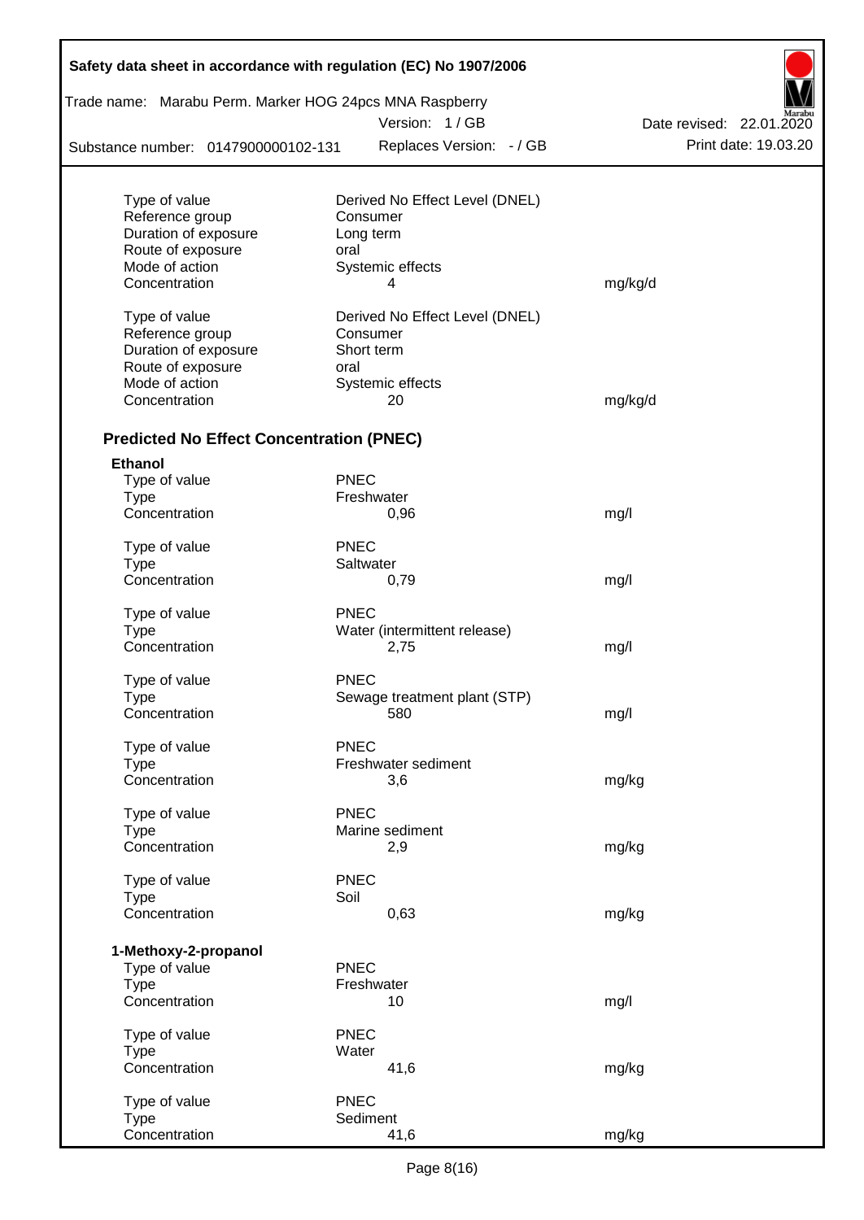| | | |
|---|---|---|
| Type of value | Derived No Effect Level (DNEL) | |
| Reference group | Consumer | |
| Duration of exposure | Long term | |
| Route of exposure | oral | |
| Mode of action | Systemic effects | |
| Concentration | 4 | mg/kg/d |

| | | |
|---|---|---|
| Type of value | Derived No Effect Level (DNEL) | |
| Reference group | Consumer | |
| Duration of exposure | Short term | |
| Route of exposure | oral | |
| Mode of action | Systemic effects | |
| Concentration | 20 | mg/kg/d |

### Predicted No Effect Concentration (PNEC)

**Ethanol**

| | | |
|---|---|---|
| Type of value | PNEC | |
| Type | Freshwater | |
| Concentration | 0,96 | mg/l |

| | | |
|---|---|---|
| Type of value | PNEC | |
| Type | Saltwater | |
| Concentration | 0,79 | mg/l |

| | | |
|---|---|---|
| Type of value | PNEC | |
| Type | Water (intermittent release) | |
| Concentration | 2,75 | mg/l |

| | | |
|---|---|---|
| Type of value | PNEC | |
| Type | Sewage treatment plant (STP) | |
| Concentration | 580 | mg/l |

| | | |
|---|---|---|
| Type of value | PNEC | |
| Type | Freshwater sediment | |
| Concentration | 3,6 | mg/kg |

| | | |
|---|---|---|
| Type of value | PNEC | |
| Type | Marine sediment | |
| Concentration | 2,9 | mg/kg |

| | | |
|---|---|---|
| Type of value | PNEC | |
| Type | Soil | |
| Concentration | 0,63 | mg/kg |

**1-Methoxy-2-propanol**

| | | |
|---|---|---|
| Type of value | PNEC | |
| Type | Freshwater | |
| Concentration | 10 | mg/l |

| | | |
|---|---|---|
| Type of value | PNEC | |
| Type | Water | |
| Concentration | 41,6 | mg/kg |

| | | |
|---|---|---|
| Type of value | PNEC | |
| Type | Sediment | |
| Concentration | 41,6 | mg/kg |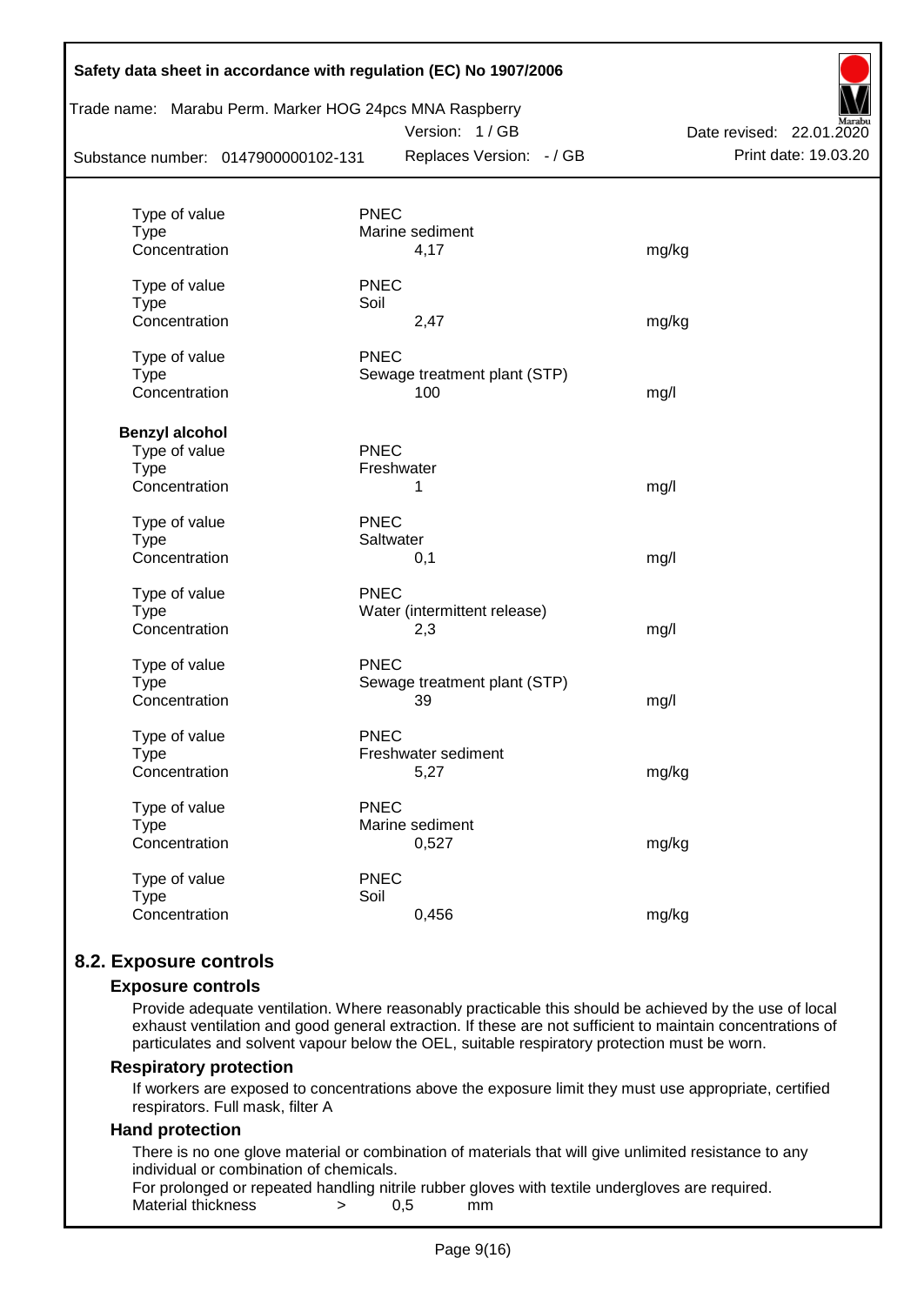| | | | |
|---|---|---|---|
| Type of value | PNEC | | |
| Type | Marine sediment | | |
| Concentration | 4,17 | | mg/kg |
| Type of value | PNEC | | |
| Type | Soil | | |
| Concentration | 2,47 | | mg/kg |
| Type of value | PNEC | | |
| Type | Sewage treatment plant (STP) | | |
| Concentration | 100 | | mg/l |

**Benzyl alcohol**

| | | |
|---|---|---|
| Type of value | PNEC | |
| Type | Freshwater | |
| Concentration | 1 | mg/l |
| Type of value | PNEC | |
| Type | Saltwater | |
| Concentration | 0,1 | mg/l |
| Type of value | PNEC | |
| Type | Water (intermittent release) | |
| Concentration | 2,3 | mg/l |
| Type of value | PNEC | |
| Type | Sewage treatment plant (STP) | |
| Concentration | 39 | mg/l |
| Type of value | PNEC | |
| Type | Freshwater sediment | |
| Concentration | 5,27 | mg/kg |
| Type of value | PNEC | |
| Type | Marine sediment | |
| Concentration | 0,527 | mg/kg |
| Type of value | PNEC | |
| Type | Soil | |
| Concentration | 0,456 | mg/kg |

## 8.2. Exposure controls

### Exposure controls

Provide adequate ventilation. Where reasonably practicable this should be achieved by the use of local exhaust ventilation and good general extraction. If these are not sufficient to maintain concentrations of particulates and solvent vapour below the OEL, suitable respiratory protection must be worn.

### Respiratory protection

If workers are exposed to concentrations above the exposure limit they must use appropriate, certified respirators. Full mask, filter A

### Hand protection

There is no one glove material or combination of materials that will give unlimited resistance to any individual or combination of chemicals.

For prolonged or repeated handling nitrile rubber gloves with textile undergloves are required.

Material thickness > 0,5 mm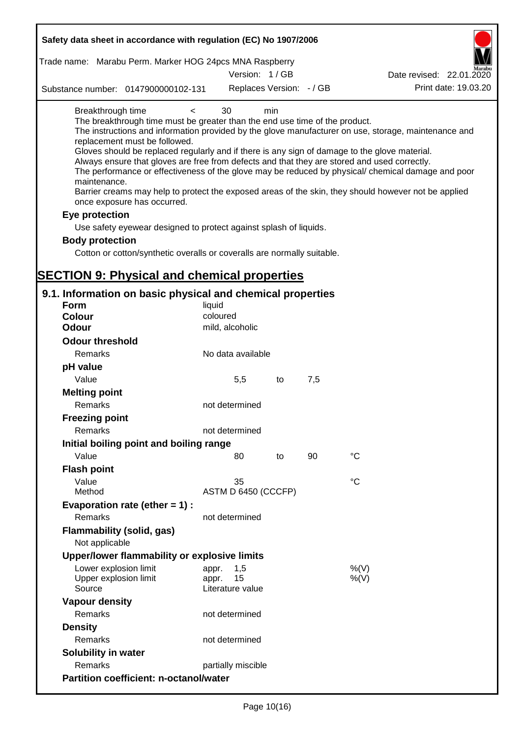Breakthrough time < 30 min

The breakthrough time must be greater than the end use time of the product.
The instructions and information provided by the glove manufacturer on use, storage, maintenance and replacement must be followed.
Gloves should be replaced regularly and if there is any sign of damage to the glove material.
Always ensure that gloves are free from defects and that they are stored and used correctly.
The performance or effectiveness of the glove may be reduced by physical/ chemical damage and poor maintenance.
Barrier creams may help to protect the exposed areas of the skin, they should however not be applied once exposure has occurred.

**Eye protection**

Use safety eyewear designed to protect against splash of liquids.

**Body protection**

Cotton or cotton/synthetic overalls or coveralls are normally suitable.

# SECTION 9: Physical and chemical properties

## 9.1. Information on basic physical and chemical properties

| | | | | |
|---|---|---|---|---|
| **Form** | liquid | | | |
| **Colour** | coloured | | | |
| **Odour** | mild, alcoholic | | | |
| **Odour threshold** | | | | |
| Remarks | No data available | | | |
| **pH value** | | | | |
| Value | 5,5 | to | 7,5 | |
| **Melting point** | | | | |
| Remarks | not determined | | | |
| **Freezing point** | | | | |
| Remarks | not determined | | | |
| **Initial boiling point and boiling range** | | | | |
| Value | 80 | to | 90 | °C |
| **Flash point** | | | | |
| Value | 35 | | | °C |
| Method | ASTM D 6450 (CCCFP) | | | |
| **Evaporation rate (ether = 1) :** | | | | |
| Remarks | not determined | | | |
| **Flammability (solid, gas)** | | | | |
| Not applicable | | | | |
| **Upper/lower flammability or explosive limits** | | | | |
| Lower explosion limit | appr. 1,5 | | | %(V) |
| Upper explosion limit | appr. 15 | | | %(V) |
| Source | Literature value | | | |
| **Vapour density** | | | | |
| Remarks | not determined | | | |
| **Density** | | | | |
| Remarks | not determined | | | |
| **Solubility in water** | | | | |
| Remarks | partially miscible | | | |
| **Partition coefficient: n-octanol/water** | | | | |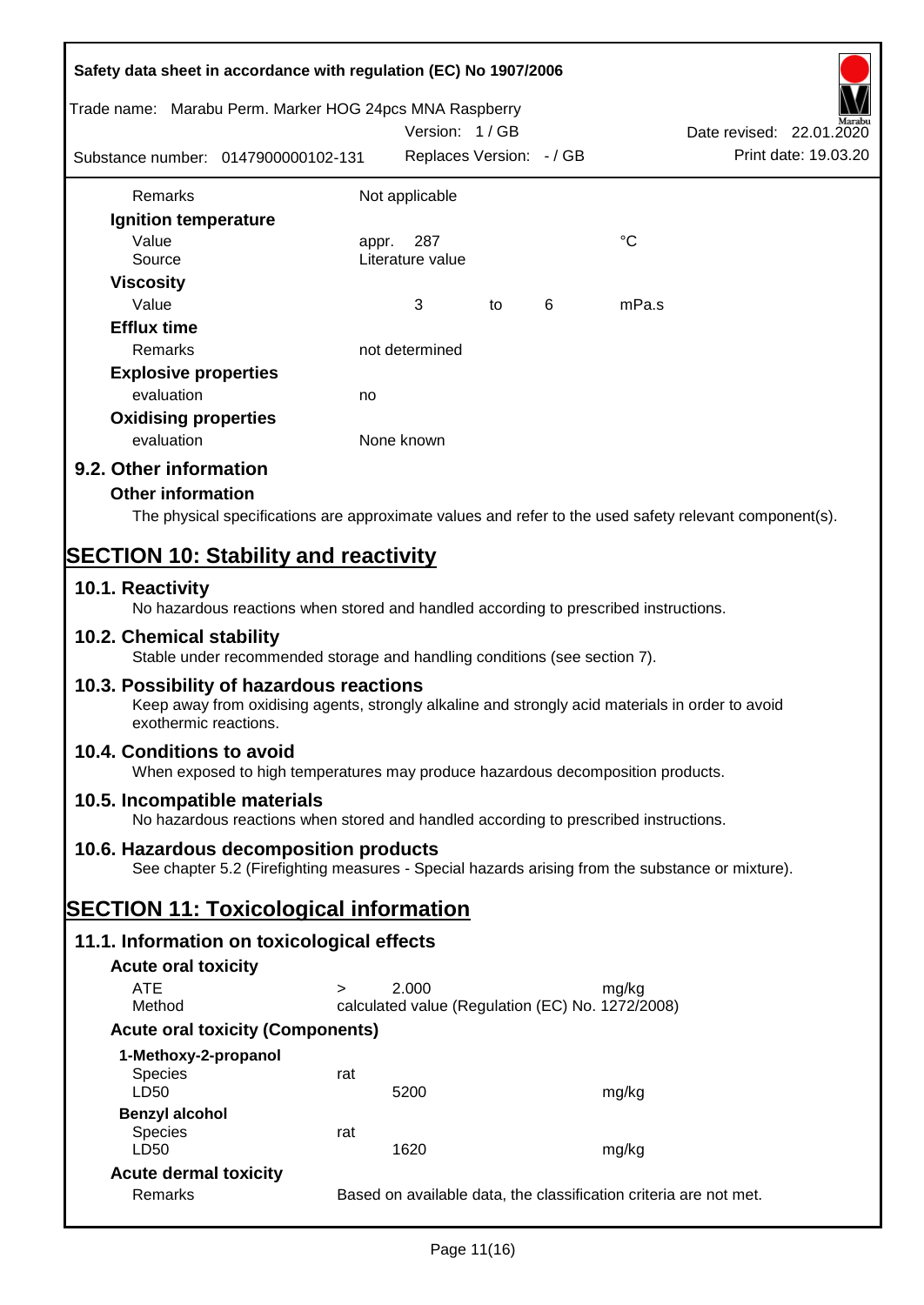| | | | | |
|---|---|---|---|---|
| Remarks | Not applicable | | | |
| **Ignition temperature** | | | | |
| Value | appr. 287 | | | °C |
| Source | Literature value | | | |
| **Viscosity** | | | | |
| Value | 3 | to | 6 | mPa.s |
| **Efflux time** | | | | |
| Remarks | not determined | | | |
| **Explosive properties** | | | | |
| evaluation | no | | | |
| **Oxidising properties** | | | | |
| evaluation | None known | | | |

### 9.2. Other information

**Other information**

The physical specifications are approximate values and refer to the used safety relevant component(s).

## SECTION 10: Stability and reactivity

### 10.1. Reactivity

No hazardous reactions when stored and handled according to prescribed instructions.

### 10.2. Chemical stability

Stable under recommended storage and handling conditions (see section 7).

### 10.3. Possibility of hazardous reactions

Keep away from oxidising agents, strongly alkaline and strongly acid materials in order to avoid exothermic reactions.

### 10.4. Conditions to avoid

When exposed to high temperatures may produce hazardous decomposition products.

### 10.5. Incompatible materials

No hazardous reactions when stored and handled according to prescribed instructions.

### 10.6. Hazardous decomposition products

See chapter 5.2 (Firefighting measures - Special hazards arising from the substance or mixture).

## SECTION 11: Toxicological information

### 11.1. Information on toxicological effects

**Acute oral toxicity**

| | | | |
|---|---|---|---|
| ATE | > | 2.000 | mg/kg |
| Method | calculated value (Regulation (EC) No. 1272/2008) | | |

**Acute oral toxicity (Components)**

| | | | |
|---|---|---|---|
| **1-Methoxy-2-propanol** | | | |
| Species | rat | | |
| LD50 | | 5200 | mg/kg |
| **Benzyl alcohol** | | | |
| Species | rat | | |
| LD50 | | 1620 | mg/kg |

**Acute dermal toxicity**

| | |
|---|---|
| Remarks | Based on available data, the classification criteria are not met. |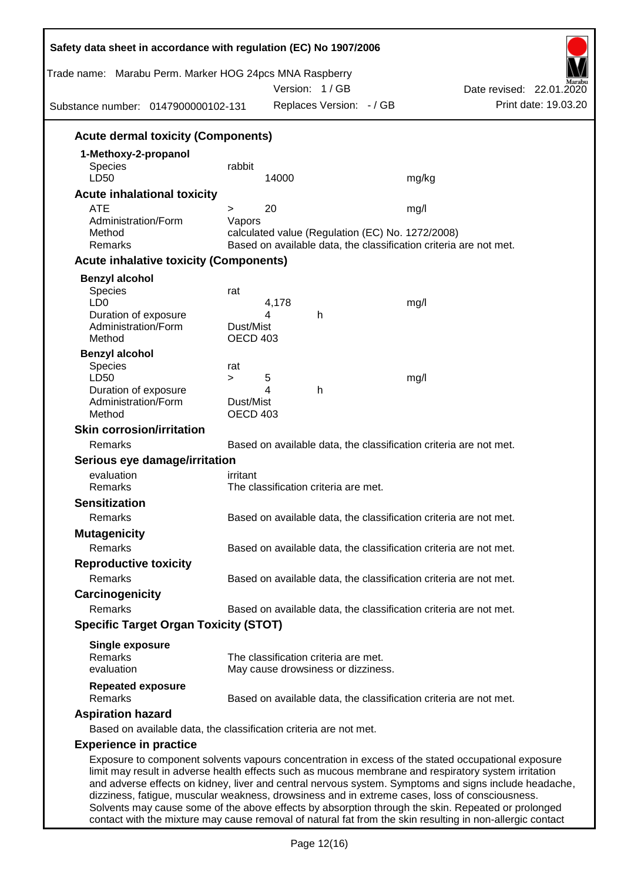### Acute dermal toxicity (Components)

**1-Methoxy-2-propanol**

| | | | |
|---|---|---|---|
| Species | rabbit | | |
| LD50 | 14000 | | mg/kg |

### Acute inhalational toxicity

| | | | |
|---|---|---|---|
| ATE | > 20 | | mg/l |
| Administration/Form | Vapors | | |
| Method | calculated value (Regulation (EC) No. 1272/2008) | | |
| Remarks | Based on available data, the classification criteria are not met. | | |

### Acute inhalative toxicity (Components)

**Benzyl alcohol**

| | | | |
|---|---|---|---|
| Species | rat | | |
| LD0 | 4,178 | | mg/l |
| Duration of exposure | 4 | h | |
| Administration/Form | Dust/Mist | | |
| Method | OECD 403 | | |

**Benzyl alcohol**

| | | | |
|---|---|---|---|
| Species | rat | | |
| LD50 | > 5 | | mg/l |
| Duration of exposure | 4 | h | |
| Administration/Form | Dust/Mist | | |
| Method | OECD 403 | | |

### Skin corrosion/irritation

Remarks: Based on available data, the classification criteria are not met.

### Serious eye damage/irritation

evaluation: irritant
Remarks: The classification criteria are met.

### Sensitization

Remarks: Based on available data, the classification criteria are not met.

### Mutagenicity

Remarks: Based on available data, the classification criteria are not met.

### Reproductive toxicity

Remarks: Based on available data, the classification criteria are not met.

### Carcinogenicity

Remarks: Based on available data, the classification criteria are not met.

### Specific Target Organ Toxicity (STOT)

**Single exposure**
Remarks: The classification criteria are met.
evaluation: May cause drowsiness or dizziness.

**Repeated exposure**
Remarks: Based on available data, the classification criteria are not met.

### Aspiration hazard

Based on available data, the classification criteria are not met.

### Experience in practice

Exposure to component solvents vapours concentration in excess of the stated occupational exposure limit may result in adverse health effects such as mucous membrane and respiratory system irritation and adverse effects on kidney, liver and central nervous system. Symptoms and signs include headache, dizziness, fatigue, muscular weakness, drowsiness and in extreme cases, loss of consciousness. Solvents may cause some of the above effects by absorption through the skin. Repeated or prolonged contact with the mixture may cause removal of natural fat from the skin resulting in non-allergic contact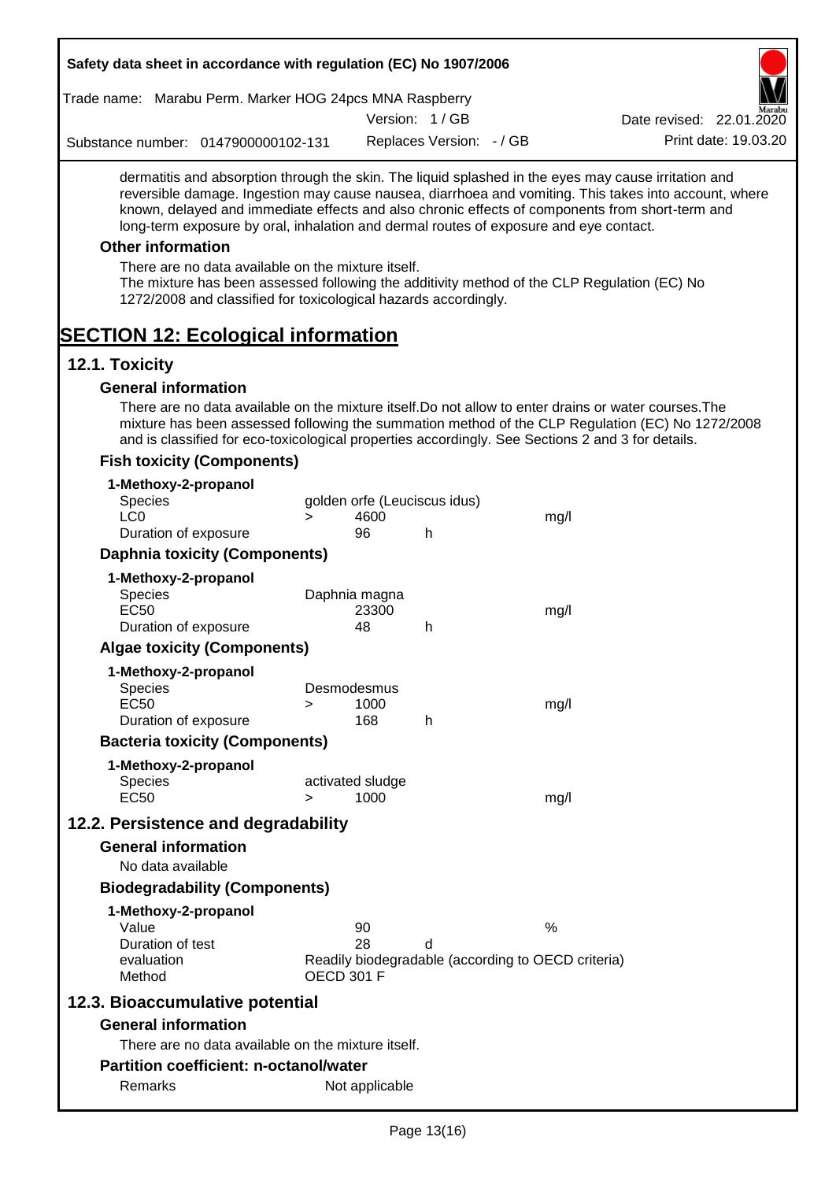dermatitis and absorption through the skin. The liquid splashed in the eyes may cause irritation and reversible damage. Ingestion may cause nausea, diarrhoea and vomiting. This takes into account, where known, delayed and immediate effects and also chronic effects of components from short-term and long-term exposure by oral, inhalation and dermal routes of exposure and eye contact.

### Other information

There are no data available on the mixture itself.
The mixture has been assessed following the additivity method of the CLP Regulation (EC) No 1272/2008 and classified for toxicological hazards accordingly.

# SECTION 12: Ecological information

## 12.1. Toxicity

### General information

There are no data available on the mixture itself.Do not allow to enter drains or water courses.The mixture has been assessed following the summation method of the CLP Regulation (EC) No 1272/2008 and is classified for eco-toxicological properties accordingly. See Sections 2 and 3 for details.

### Fish toxicity (Components)

**1-Methoxy-2-propanol**

| | | | | |
|---|---|---|---|---|
| Species | golden orfe (Leuciscus idus) | | | |
| LC0 | > | 4600 | | mg/l |
| Duration of exposure | | 96 | h | |

### Daphnia toxicity (Components)

**1-Methoxy-2-propanol**

| | | | | |
|---|---|---|---|---|
| Species | Daphnia magna | | | |
| EC50 | | 23300 | | mg/l |
| Duration of exposure | | 48 | h | |

### Algae toxicity (Components)

**1-Methoxy-2-propanol**

| | | | | |
|---|---|---|---|---|
| Species | Desmodesmus | | | |
| EC50 | > | 1000 | | mg/l |
| Duration of exposure | | 168 | h | |

### Bacteria toxicity (Components)

**1-Methoxy-2-propanol**

| | | | | |
|---|---|---|---|---|
| Species | activated sludge | | | |
| EC50 | > | 1000 | | mg/l |

## 12.2. Persistence and degradability

### General information

No data available

### Biodegradability (Components)

**1-Methoxy-2-propanol**

| | | | |
|---|---|---|---|
| Value | 90 | | % |
| Duration of test | 28 | d | |
| evaluation | Readily biodegradable (according to OECD criteria) | | |
| Method | OECD 301 F | | |

## 12.3. Bioaccumulative potential

### General information

There are no data available on the mixture itself.

### Partition coefficient: n-octanol/water

| | |
|---|---|
| Remarks | Not applicable |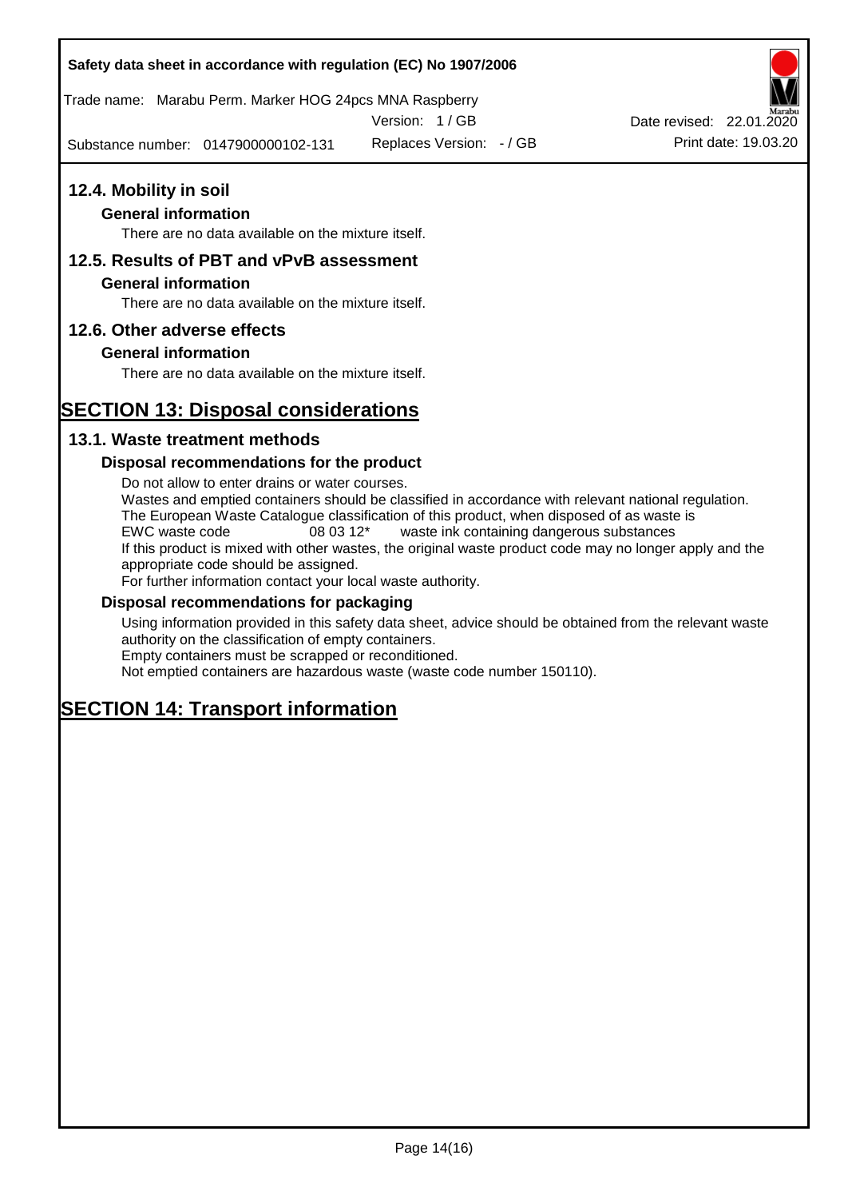## 12.4. Mobility in soil

### General information

There are no data available on the mixture itself.

## 12.5. Results of PBT and vPvB assessment

### General information

There are no data available on the mixture itself.

## 12.6. Other adverse effects

### General information

There are no data available on the mixture itself.

# SECTION 13: Disposal considerations

## 13.1. Waste treatment methods

### Disposal recommendations for the product

Do not allow to enter drains or water courses.
Wastes and emptied containers should be classified in accordance with relevant national regulation.
The European Waste Catalogue classification of this product, when disposed of as waste is
EWC waste code 08 03 12* waste ink containing dangerous substances
If this product is mixed with other wastes, the original waste product code may no longer apply and the appropriate code should be assigned.
For further information contact your local waste authority.

### Disposal recommendations for packaging

Using information provided in this safety data sheet, advice should be obtained from the relevant waste authority on the classification of empty containers.
Empty containers must be scrapped or reconditioned.
Not emptied containers are hazardous waste (waste code number 150110).

# SECTION 14: Transport information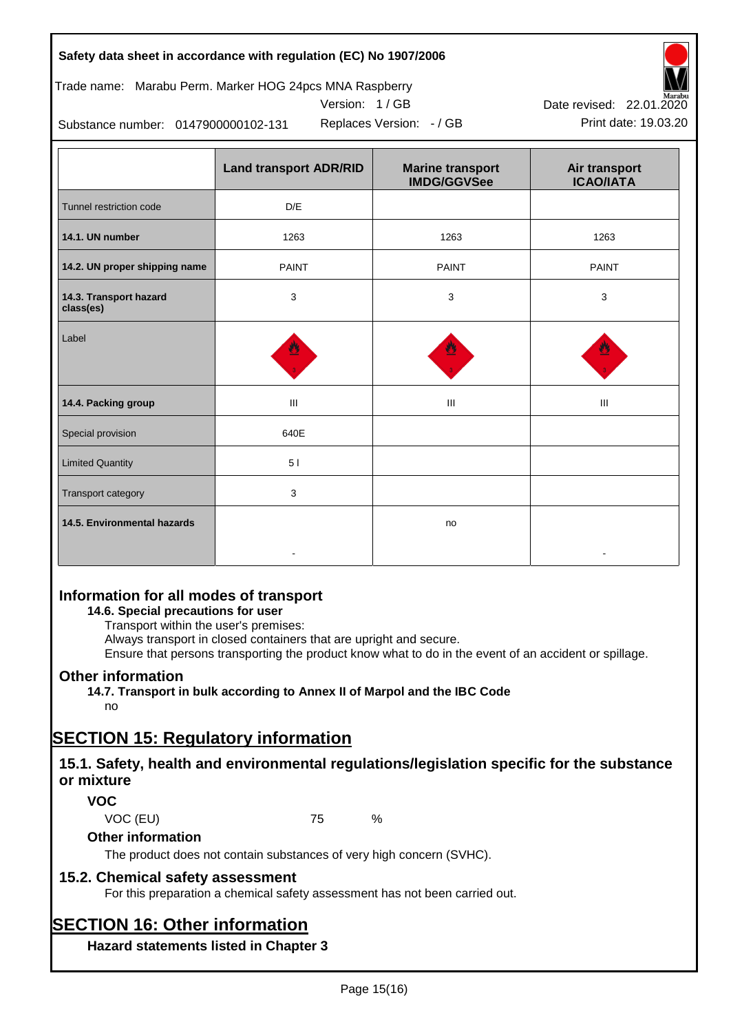|  | Land transport ADR/RID | Marine transport IMDG/GGVSee | Air transport ICAO/IATA |
|---|---|---|---|
| Tunnel restriction code | D/E | | |
| **14.1. UN number** | 1263 | 1263 | 1263 |
| **14.2. UN proper shipping name** | PAINT | PAINT | PAINT |
| **14.3. Transport hazard class(es)** | 3 | 3 | 3 |
| Label | | | |
| **14.4. Packing group** | III | III | III |
| Special provision | 640E | | |
| Limited Quantity | 5 l | | |
| Transport category | 3 | | |
| **14.5. Environmental hazards** | - | no | - |

## Information for all modes of transport

**14.6. Special precautions for user**

Transport within the user's premises:
Always transport in closed containers that are upright and secure.
Ensure that persons transporting the product know what to do in the event of an accident or spillage.

## Other information

**14.7. Transport in bulk according to Annex II of Marpol and the IBC Code**

no

# SECTION 15: Regulatory information

## 15.1. Safety, health and environmental regulations/legislation specific for the substance or mixture

### VOC

VOC (EU) 75 %

### Other information

The product does not contain substances of very high concern (SVHC).

## 15.2. Chemical safety assessment

For this preparation a chemical safety assessment has not been carried out.

# SECTION 16: Other information

### Hazard statements listed in Chapter 3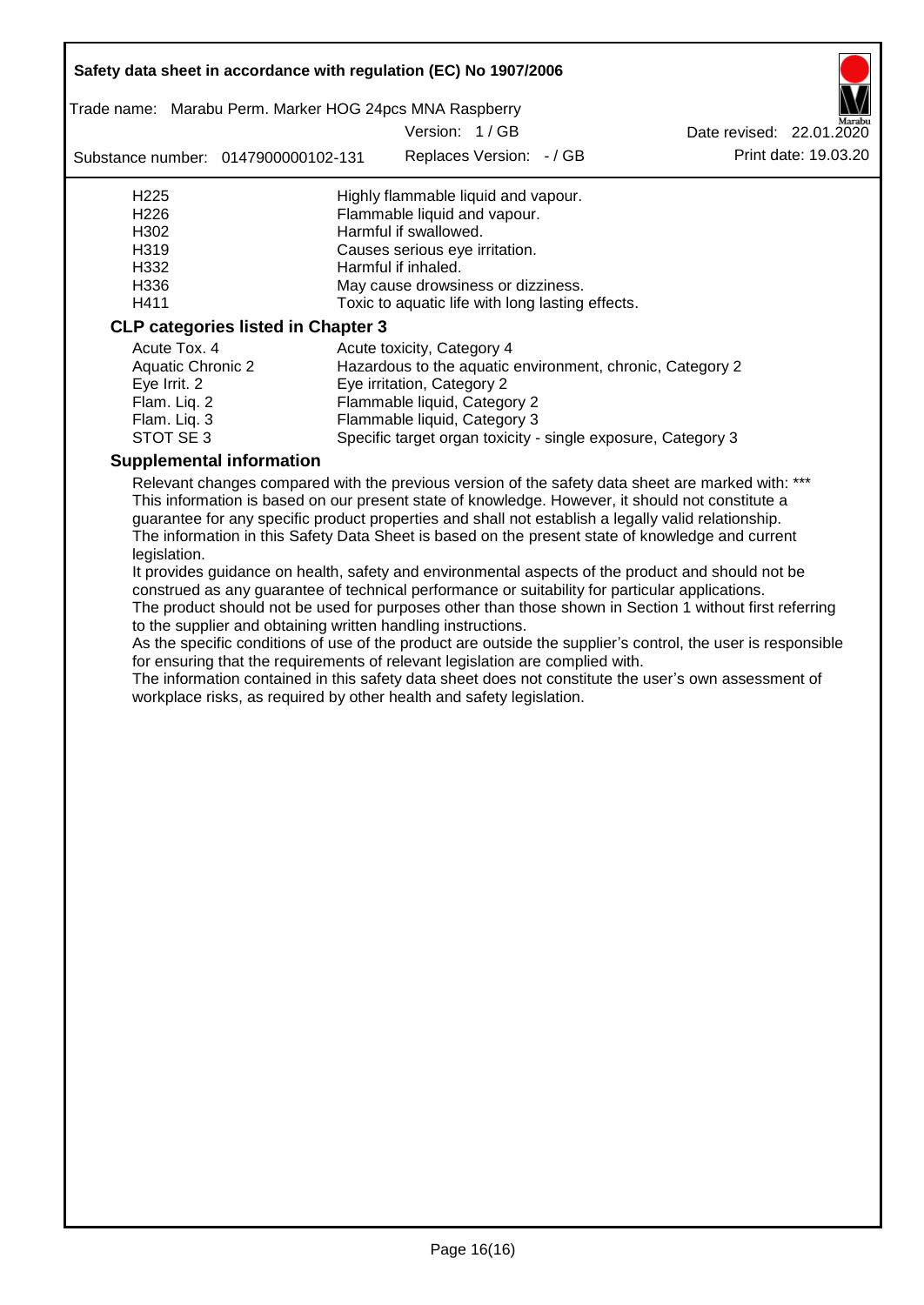| | |
|---|---|
| H225 | Highly flammable liquid and vapour. |
| H226 | Flammable liquid and vapour. |
| H302 | Harmful if swallowed. |
| H319 | Causes serious eye irritation. |
| H332 | Harmful if inhaled. |
| H336 | May cause drowsiness or dizziness. |
| H411 | Toxic to aquatic life with long lasting effects. |

### CLP categories listed in Chapter 3

| | |
|---|---|
| Acute Tox. 4 | Acute toxicity, Category 4 |
| Aquatic Chronic 2 | Hazardous to the aquatic environment, chronic, Category 2 |
| Eye Irrit. 2 | Eye irritation, Category 2 |
| Flam. Liq. 2 | Flammable liquid, Category 2 |
| Flam. Liq. 3 | Flammable liquid, Category 3 |
| STOT SE 3 | Specific target organ toxicity - single exposure, Category 3 |

### Supplemental information

Relevant changes compared with the previous version of the safety data sheet are marked with: ***
This information is based on our present state of knowledge. However, it should not constitute a guarantee for any specific product properties and shall not establish a legally valid relationship.
The information in this Safety Data Sheet is based on the present state of knowledge and current legislation.
It provides guidance on health, safety and environmental aspects of the product and should not be construed as any guarantee of technical performance or suitability for particular applications.
The product should not be used for purposes other than those shown in Section 1 without first referring to the supplier and obtaining written handling instructions.
As the specific conditions of use of the product are outside the supplier's control, the user is responsible for ensuring that the requirements of relevant legislation are complied with.
The information contained in this safety data sheet does not constitute the user's own assessment of workplace risks, as required by other health and safety legislation.